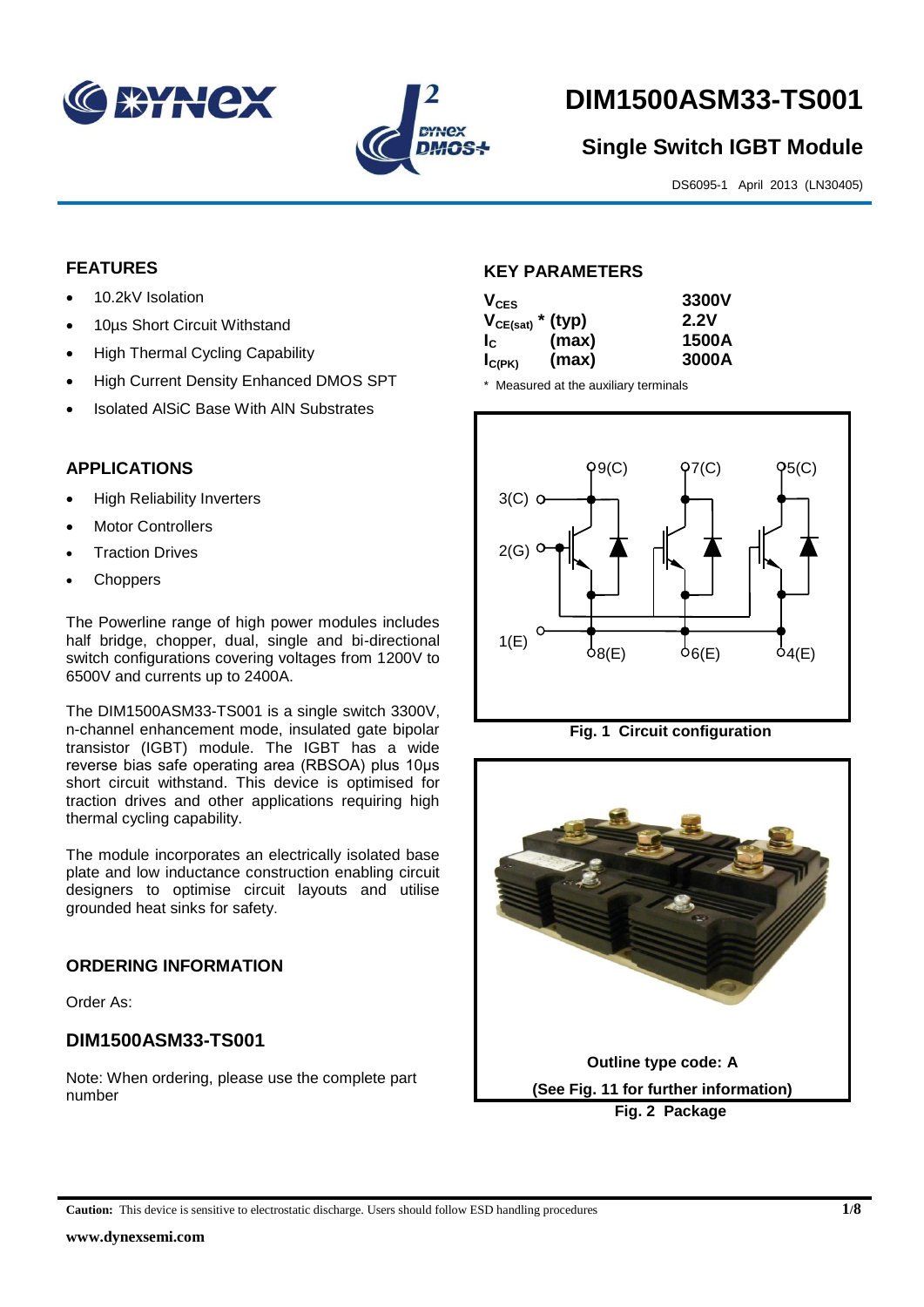# DIM1500ASM33-TS001

## Single Switch IGBT Module

DS6095-1 April 2013 (LN30405)

## FEATURES

- 10.2kV Isolation
- 10µs Short Circuit Withstand
- High Thermal Cycling Capability
- High Current Density Enhanced DMOS SPT
- Isolated AlSiC Base With AlN Substrates

## APPLICATIONS

- High Reliability Inverters
- Motor Controllers
- Traction Drives
- Choppers

The Powerline range of high power modules includes half bridge, chopper, dual, single and bi-directional switch configurations covering voltages from 1200V to 6500V and currents up to 2400A.

The DIM1500ASM33-TS001 is a single switch 3300V, n-channel enhancement mode, insulated gate bipolar transistor (IGBT) module. The IGBT has a wide reverse bias safe operating area (RBSOA) plus 10µs short circuit withstand. This device is optimised for traction drives and other applications requiring high thermal cycling capability.

The module incorporates an electrically isolated base plate and low inductance construction enabling circuit designers to optimise circuit layouts and utilise grounded heat sinks for safety.

## ORDERING INFORMATION

Order As:

### DIM1500ASM33-TS001

Note: When ordering, please use the complete part number

## KEY PARAMETERS

| | | |
|---|---|---|
| $V_{CES}$ | | **3300V** |
| $V_{CE(sat)}$ * | (typ) | **2.2V** |
| $I_C$ | (max) | **1500A** |
| $I_{C(PK)}$ | (max) | **3000A** |

\* Measured at the auxiliary terminals

**Fig. 1 Circuit configuration**

Outline type code: A

(See Fig. 11 for further information)

**Fig. 2 Package**

**Caution:** This device is sensitive to electrostatic discharge. Users should follow ESD handling procedures

www.dynexsemi.com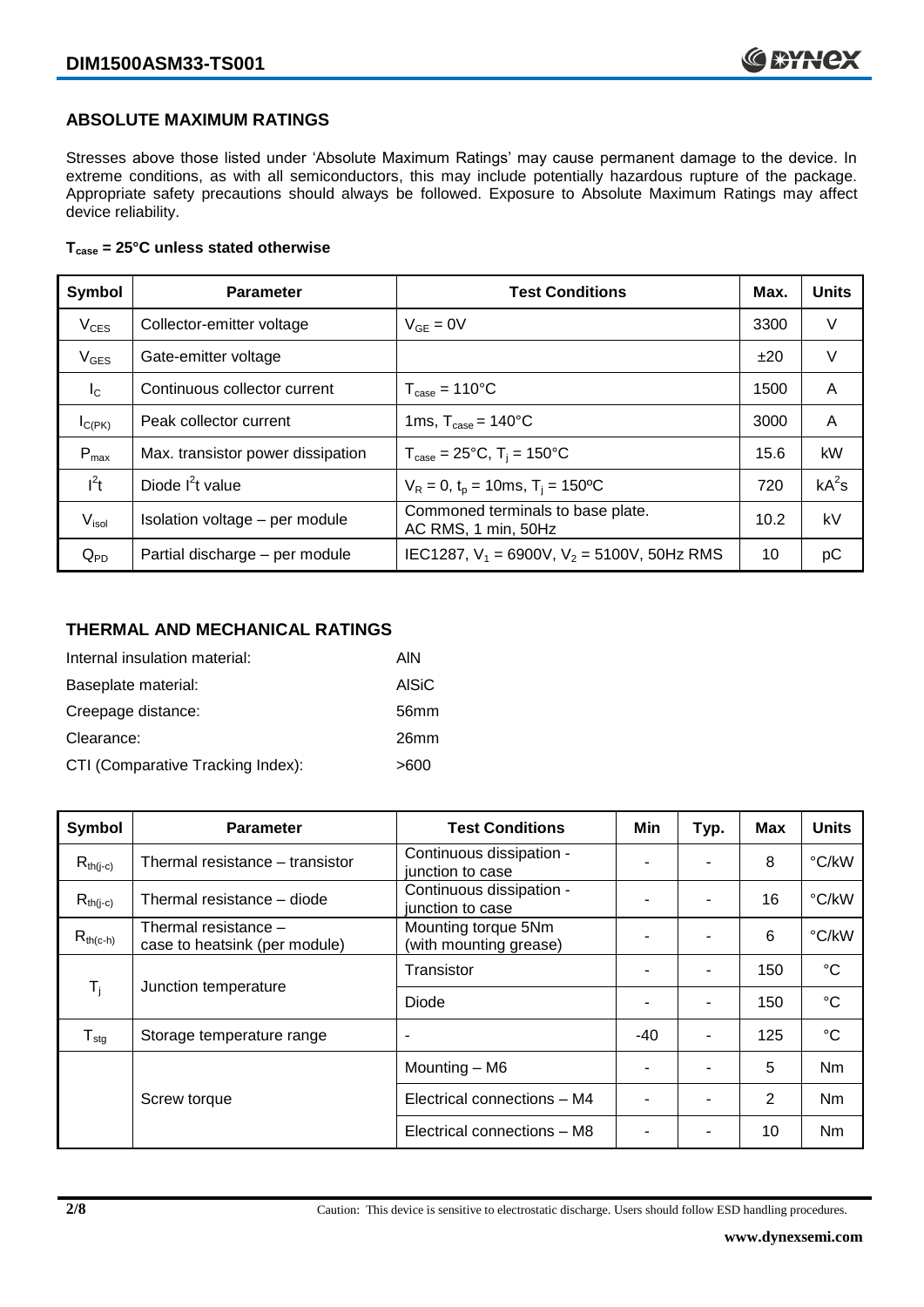## ABSOLUTE MAXIMUM RATINGS

Stresses above those listed under 'Absolute Maximum Ratings' may cause permanent damage to the device. In extreme conditions, as with all semiconductors, this may include potentially hazardous rupture of the package. Appropriate safety precautions should always be followed. Exposure to Absolute Maximum Ratings may affect device reliability.

**$T_{case}$ = 25°C unless stated otherwise**

| Symbol | Parameter | Test Conditions | Max. | Units |
|---|---|---|---|---|
| $V_{CES}$ | Collector-emitter voltage | $V_{GE} = 0V$ | 3300 | V |
| $V_{GES}$ | Gate-emitter voltage | | ±20 | V |
| $I_C$ | Continuous collector current | $T_{case} = 110°C$ | 1500 | A |
| $I_{C(PK)}$ | Peak collector current | 1ms, $T_{case} = 140°C$ | 3000 | A |
| $P_{max}$ | Max. transistor power dissipation | $T_{case} = 25°C$, $T_j = 150°C$ | 15.6 | kW |
| $I^2t$ | Diode $I^2t$ value | $V_R = 0$, $t_p = 10ms$, $T_j = 150ºC$ | 720 | $kA^2s$ |
| $V_{isol}$ | Isolation voltage – per module | Commoned terminals to base plate. AC RMS, 1 min, 50Hz | 10.2 | kV |
| $Q_{PD}$ | Partial discharge – per module | IEC1287, $V_1$ = 6900V, $V_2$ = 5100V, 50Hz RMS | 10 | pC |

## THERMAL AND MECHANICAL RATINGS

Internal insulation material: AlN

Baseplate material: AlSiC

Creepage distance: 56mm

Clearance: 26mm

CTI (Comparative Tracking Index): >600

| Symbol | Parameter | Test Conditions | Min | Typ. | Max | Units |
|---|---|---|---|---|---|---|
| $R_{th(j-c)}$ | Thermal resistance – transistor | Continuous dissipation - junction to case | - | - | 8 | °C/kW |
| $R_{th(j-c)}$ | Thermal resistance – diode | Continuous dissipation - junction to case | - | - | 16 | °C/kW |
| $R_{th(c-h)}$ | Thermal resistance – case to heatsink (per module) | Mounting torque 5Nm (with mounting grease) | - | - | 6 | °C/kW |
| $T_j$ | Junction temperature | Transistor | - | - | 150 | °C |
| | | Diode | - | - | 150 | °C |
| $T_{stg}$ | Storage temperature range | - | -40 | - | 125 | °C |
| | Screw torque | Mounting – M6 | - | - | 5 | Nm |
| | | Electrical connections – M4 | - | - | 2 | Nm |
| | | Electrical connections – M8 | - | - | 10 | Nm |

Caution: This device is sensitive to electrostatic discharge. Users should follow ESD handling procedures.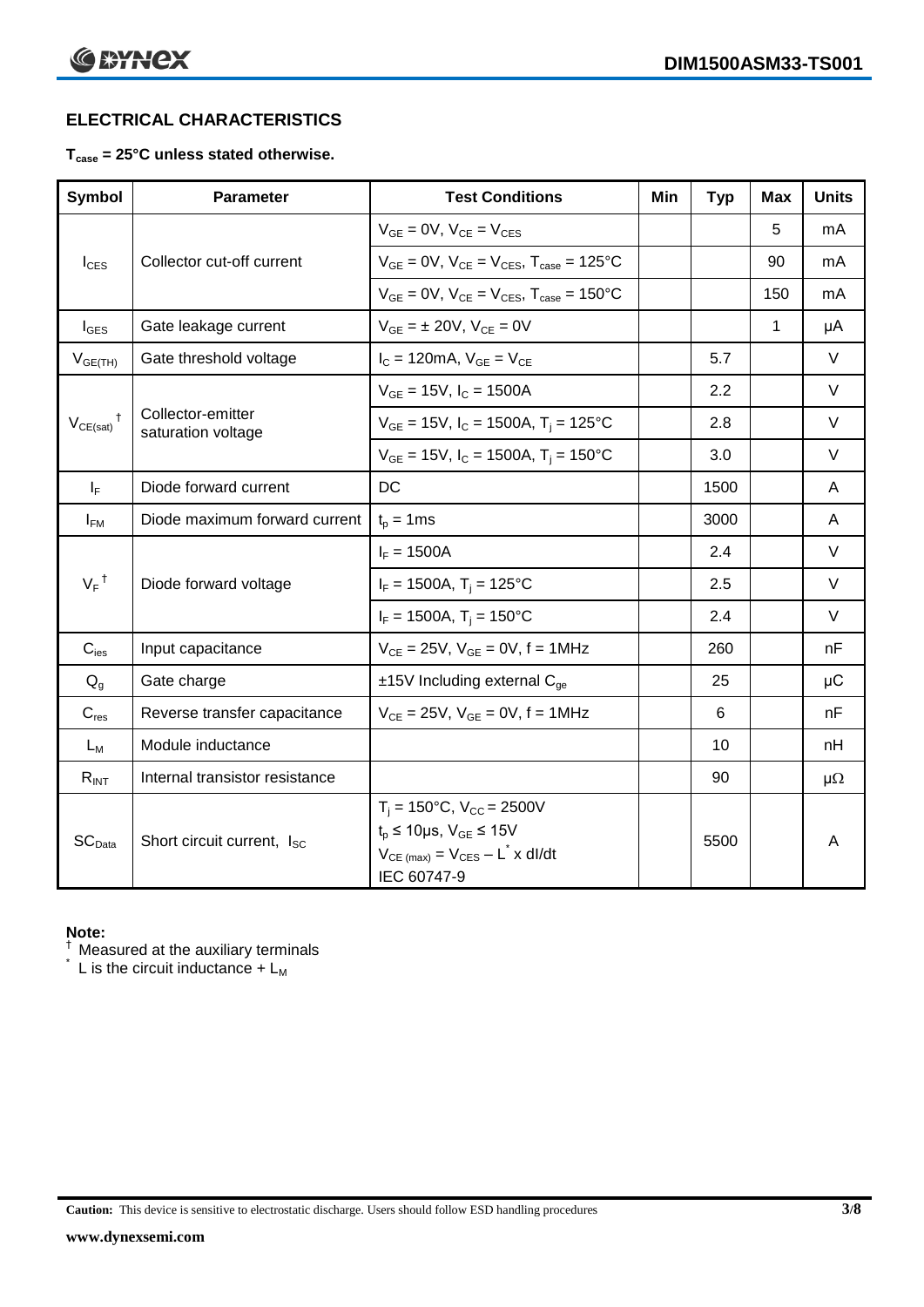## ELECTRICAL CHARACTERISTICS

**$T_{case}$ = 25°C unless stated otherwise.**

| Symbol | Parameter | Test Conditions | Min | Typ | Max | Units |
|---|---|---|---|---|---|---|
| $I_{CES}$ | Collector cut-off current | $V_{GE}$ = 0V, $V_{CE}$ = $V_{CES}$ | | | 5 | mA |
| | | $V_{GE}$ = 0V, $V_{CE}$ = $V_{CES}$, $T_{case}$ = 125°C | | | 90 | mA |
| | | $V_{GE}$ = 0V, $V_{CE}$ = $V_{CES}$, $T_{case}$ = 150°C | | | 150 | mA |
| $I_{GES}$ | Gate leakage current | $V_{GE}$ = ± 20V, $V_{CE}$ = 0V | | | 1 | µA |
| $V_{GE(TH)}$ | Gate threshold voltage | $I_C$ = 120mA, $V_{GE}$ = $V_{CE}$ | | 5.7 | | V |
| $V_{CE(sat)}$ † | Collector-emitter saturation voltage | $V_{GE}$ = 15V, $I_C$ = 1500A | | 2.2 | | V |
| | | $V_{GE}$ = 15V, $I_C$ = 1500A, $T_j$ = 125°C | | 2.8 | | V |
| | | $V_{GE}$ = 15V, $I_C$ = 1500A, $T_j$ = 150°C | | 3.0 | | V |
| $I_F$ | Diode forward current | DC | | 1500 | | A |
| $I_{FM}$ | Diode maximum forward current | $t_p$ = 1ms | | 3000 | | A |
| $V_F$ † | Diode forward voltage | $I_F$ = 1500A | | 2.4 | | V |
| | | $I_F$ = 1500A, $T_j$ = 125°C | | 2.5 | | V |
| | | $I_F$ = 1500A, $T_j$ = 150°C | | 2.4 | | V |
| $C_{ies}$ | Input capacitance | $V_{CE}$ = 25V, $V_{GE}$ = 0V, f = 1MHz | | 260 | | nF |
| $Q_g$ | Gate charge | ±15V Including external $C_{ge}$ | | 25 | | µC |
| $C_{res}$ | Reverse transfer capacitance | $V_{CE}$ = 25V, $V_{GE}$ = 0V, f = 1MHz | | 6 | | nF |
| $L_M$ | Module inductance | | | 10 | | nH |
| $R_{INT}$ | Internal transistor resistance | | | 90 | | µΩ |
| $SC_{Data}$ | Short circuit current, $I_{SC}$ | $T_j$ = 150°C, $V_{CC}$ = 2500V<br>$t_p$ ≤ 10µs, $V_{GE}$ ≤ 15V<br>$V_{CE\,(max)}$ = $V_{CES}$ – $L^*$ x dI/dt<br>IEC 60747-9 | | 5500 | | A |

**Note:**

† Measured at the auxiliary terminals

\* L is the circuit inductance + $L_M$

**Caution:** This device is sensitive to electrostatic discharge. Users should follow ESD handling procedures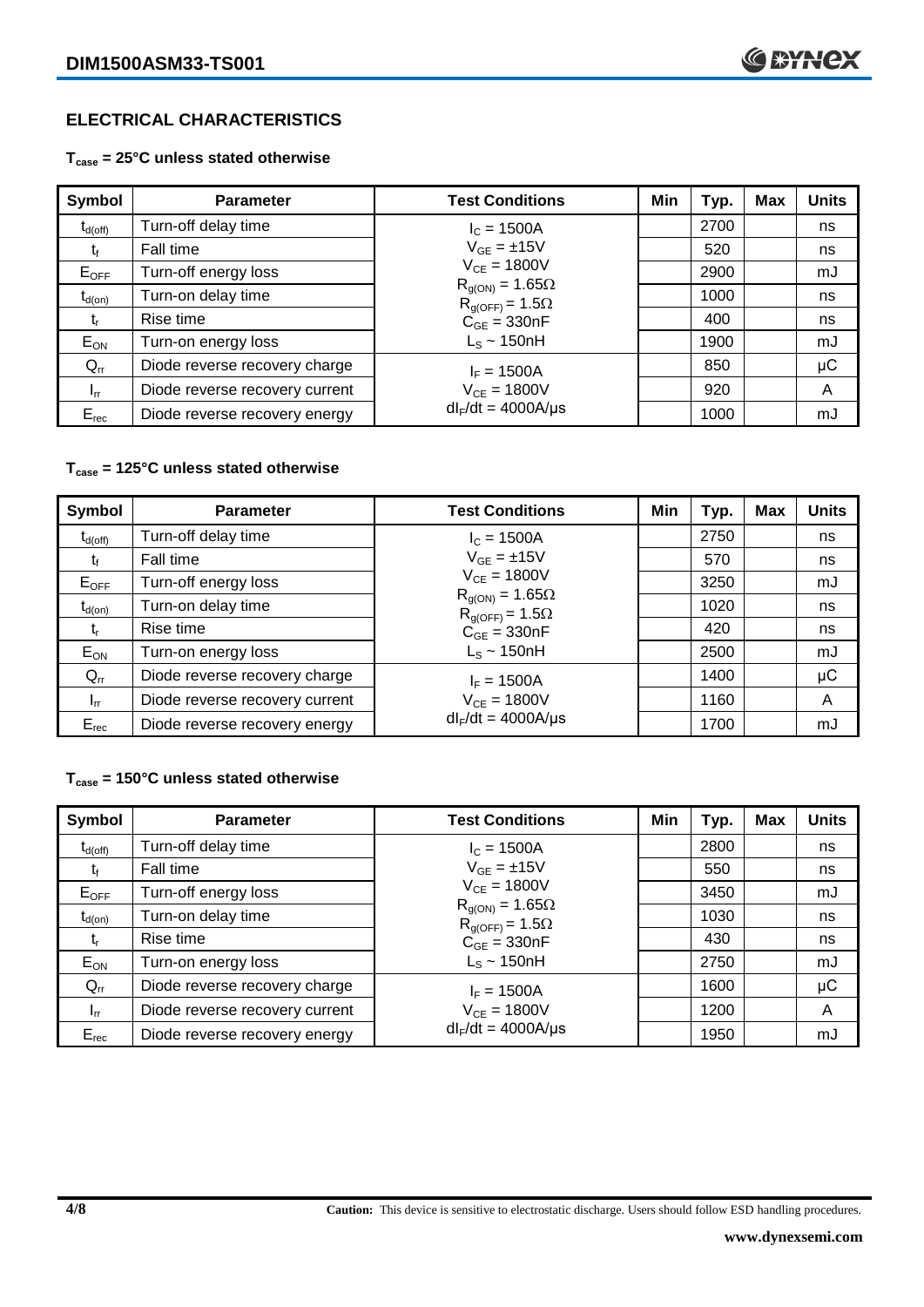## ELECTRICAL CHARACTERISTICS

**$T_{case}$ = 25°C unless stated otherwise**

| Symbol | Parameter | Test Conditions | Min | Typ. | Max | Units |
|---|---|---|---|---|---|---|
| $t_{d(off)}$ | Turn-off delay time | $I_C$ = 1500A | | 2700 | | ns |
| $t_f$ | Fall time | $V_{GE}$ = ±15V | | 520 | | ns |
| $E_{OFF}$ | Turn-off energy loss | $V_{CE}$ = 1800V | | 2900 | | mJ |
| $t_{d(on)}$ | Turn-on delay time | $R_{g(ON)}$ = 1.65Ω, $R_{g(OFF)}$ = 1.5Ω | | 1000 | | ns |
| $t_r$ | Rise time | $C_{GE}$ = 330nF | | 400 | | ns |
| $E_{ON}$ | Turn-on energy loss | $L_S$ ~ 150nH | | 1900 | | mJ |
| $Q_{rr}$ | Diode reverse recovery charge | $I_F$ = 1500A | | 850 | | µC |
| $I_{rr}$ | Diode reverse recovery current | $V_{CE}$ = 1800V | | 920 | | A |
| $E_{rec}$ | Diode reverse recovery energy | $dI_F/dt$ = 4000A/µs | | 1000 | | mJ |

**$T_{case}$ = 125°C unless stated otherwise**

| Symbol | Parameter | Test Conditions | Min | Typ. | Max | Units |
|---|---|---|---|---|---|---|
| $t_{d(off)}$ | Turn-off delay time | $I_C$ = 1500A | | 2750 | | ns |
| $t_f$ | Fall time | $V_{GE}$ = ±15V | | 570 | | ns |
| $E_{OFF}$ | Turn-off energy loss | $V_{CE}$ = 1800V | | 3250 | | mJ |
| $t_{d(on)}$ | Turn-on delay time | $R_{g(ON)}$ = 1.65Ω, $R_{g(OFF)}$ = 1.5Ω | | 1020 | | ns |
| $t_r$ | Rise time | $C_{GE}$ = 330nF | | 420 | | ns |
| $E_{ON}$ | Turn-on energy loss | $L_S$ ~ 150nH | | 2500 | | mJ |
| $Q_{rr}$ | Diode reverse recovery charge | $I_F$ = 1500A | | 1400 | | µC |
| $I_{rr}$ | Diode reverse recovery current | $V_{CE}$ = 1800V | | 1160 | | A |
| $E_{rec}$ | Diode reverse recovery energy | $dI_F/dt$ = 4000A/µs | | 1700 | | mJ |

**$T_{case}$ = 150°C unless stated otherwise**

| Symbol | Parameter | Test Conditions | Min | Typ. | Max | Units |
|---|---|---|---|---|---|---|
| $t_{d(off)}$ | Turn-off delay time | $I_C$ = 1500A | | 2800 | | ns |
| $t_f$ | Fall time | $V_{GE}$ = ±15V | | 550 | | ns |
| $E_{OFF}$ | Turn-off energy loss | $V_{CE}$ = 1800V | | 3450 | | mJ |
| $t_{d(on)}$ | Turn-on delay time | $R_{g(ON)}$ = 1.65Ω, $R_{g(OFF)}$ = 1.5Ω | | 1030 | | ns |
| $t_r$ | Rise time | $C_{GE}$ = 330nF | | 430 | | ns |
| $E_{ON}$ | Turn-on energy loss | $L_S$ ~ 150nH | | 2750 | | mJ |
| $Q_{rr}$ | Diode reverse recovery charge | $I_F$ = 1500A | | 1600 | | µC |
| $I_{rr}$ | Diode reverse recovery current | $V_{CE}$ = 1800V | | 1200 | | A |
| $E_{rec}$ | Diode reverse recovery energy | $dI_F/dt$ = 4000A/µs | | 1950 | | mJ |

**Caution:** This device is sensitive to electrostatic discharge. Users should follow ESD handling procedures.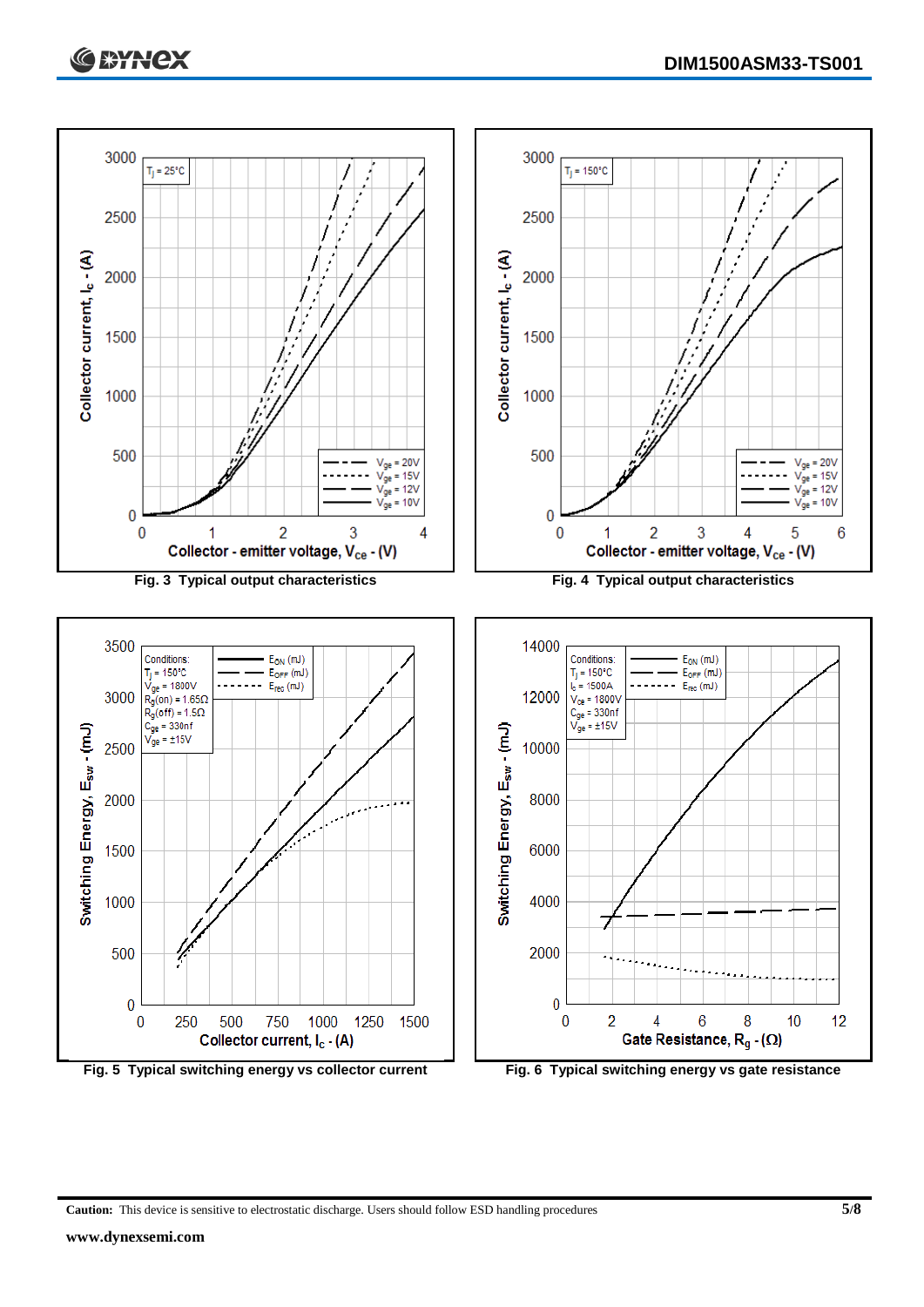Fig. 3 Typical output characteristics

Fig. 4 Typical output characteristics

Fig. 5 Typical switching energy vs collector current

Fig. 6 Typical switching energy vs gate resistance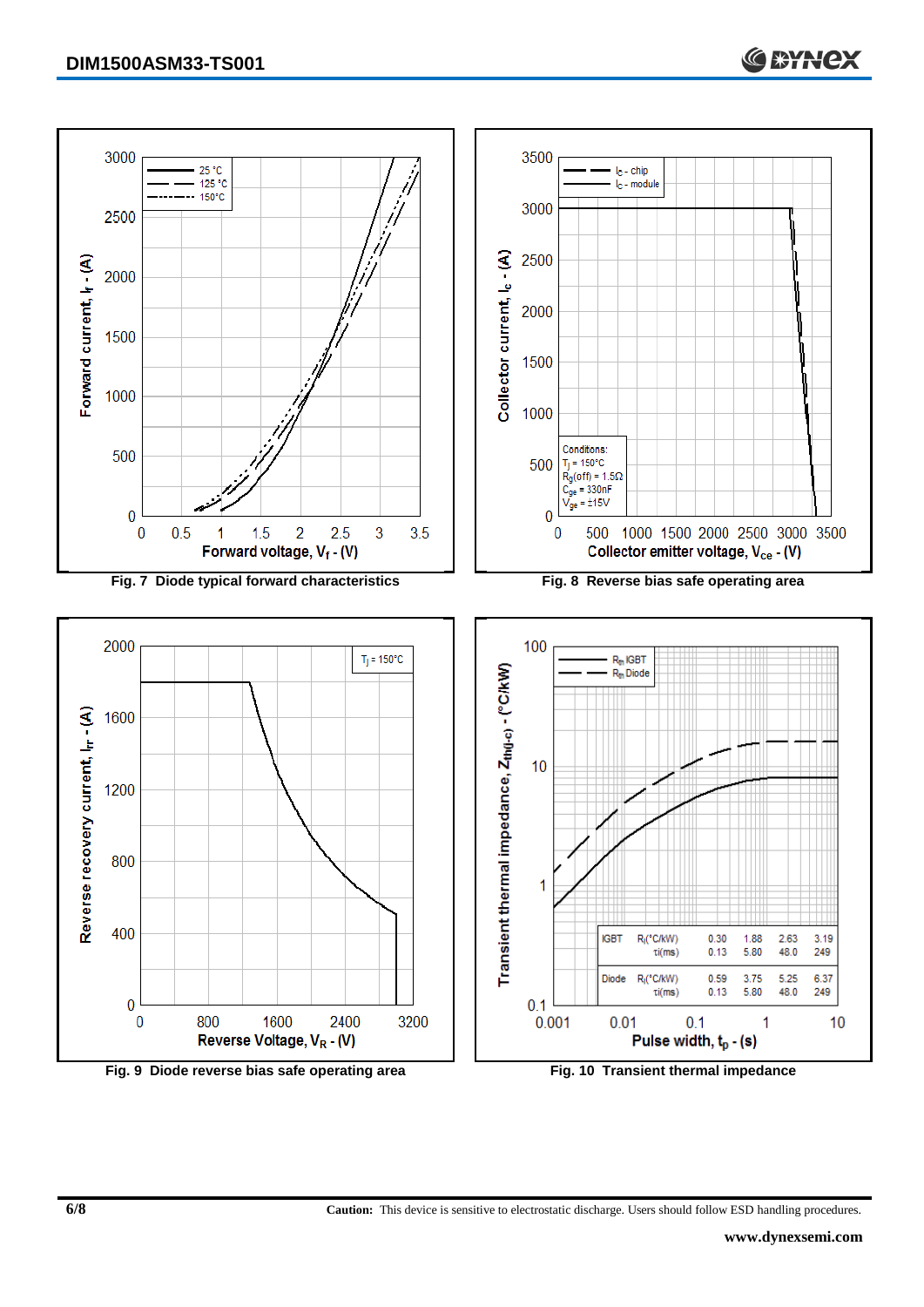Fig. 7 Diode typical forward characteristics

Fig. 8 Reverse bias safe operating area

Fig. 9 Diode reverse bias safe operating area

| | | | | | |
|---|---|---|---|---|---|
| IGBT | $R_i$(°C/kW) | 0.30 | 1.88 | 2.63 | 3.19 |
| | τi(ms) | 0.13 | 5.80 | 48.0 | 249 |
| Diode | $R_i$(°C/kW) | 0.59 | 3.75 | 5.25 | 6.37 |
| | τi(ms) | 0.13 | 5.80 | 48.0 | 249 |

Fig. 10 Transient thermal impedance

**Caution:** This device is sensitive to electrostatic discharge. Users should follow ESD handling procedures.

**www.dynexsemi.com**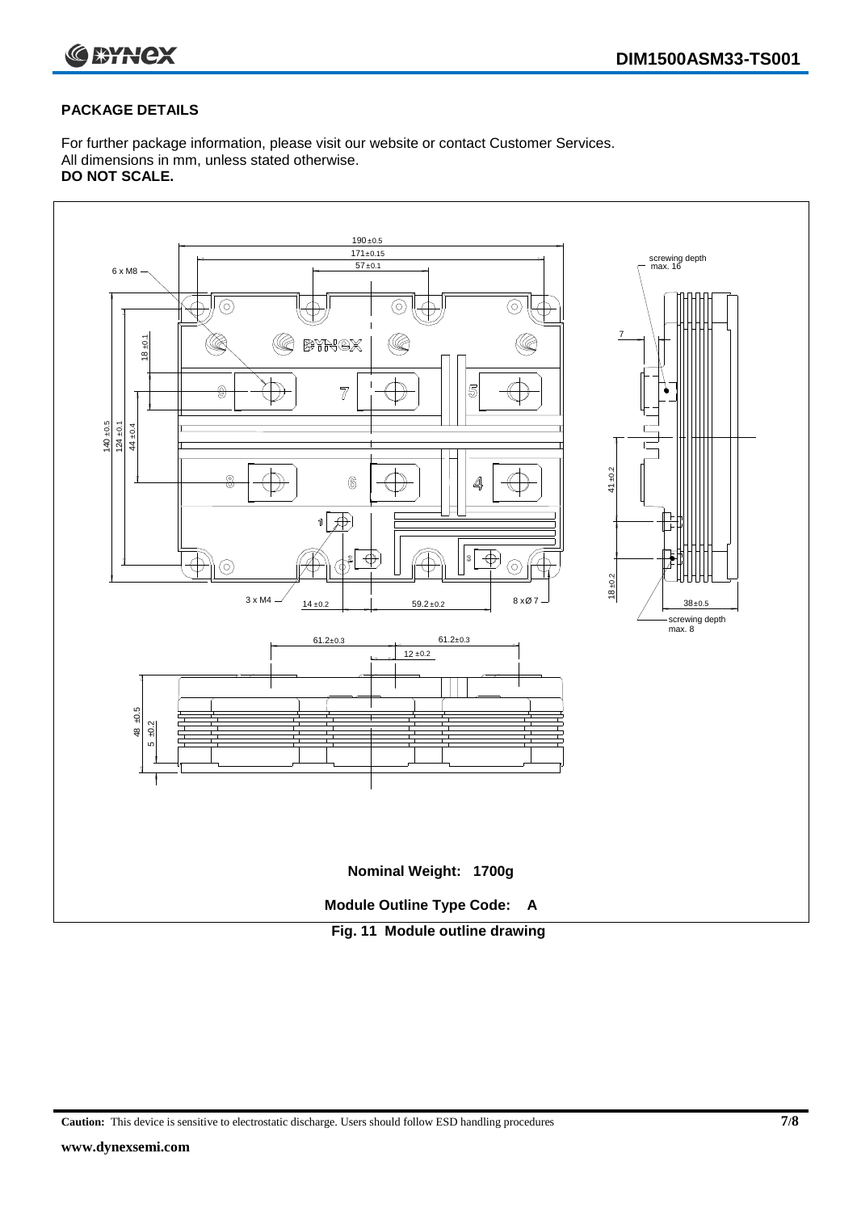## PACKAGE DETAILS

For further package information, please visit our website or contact Customer Services.
All dimensions in mm, unless stated otherwise.
**DO NOT SCALE.**

**Nominal Weight: 1700g**

**Module Outline Type Code: A**

**Fig. 11 Module outline drawing**

**Caution:** This device is sensitive to electrostatic discharge. Users should follow ESD handling procedures

**www.dynexsemi.com**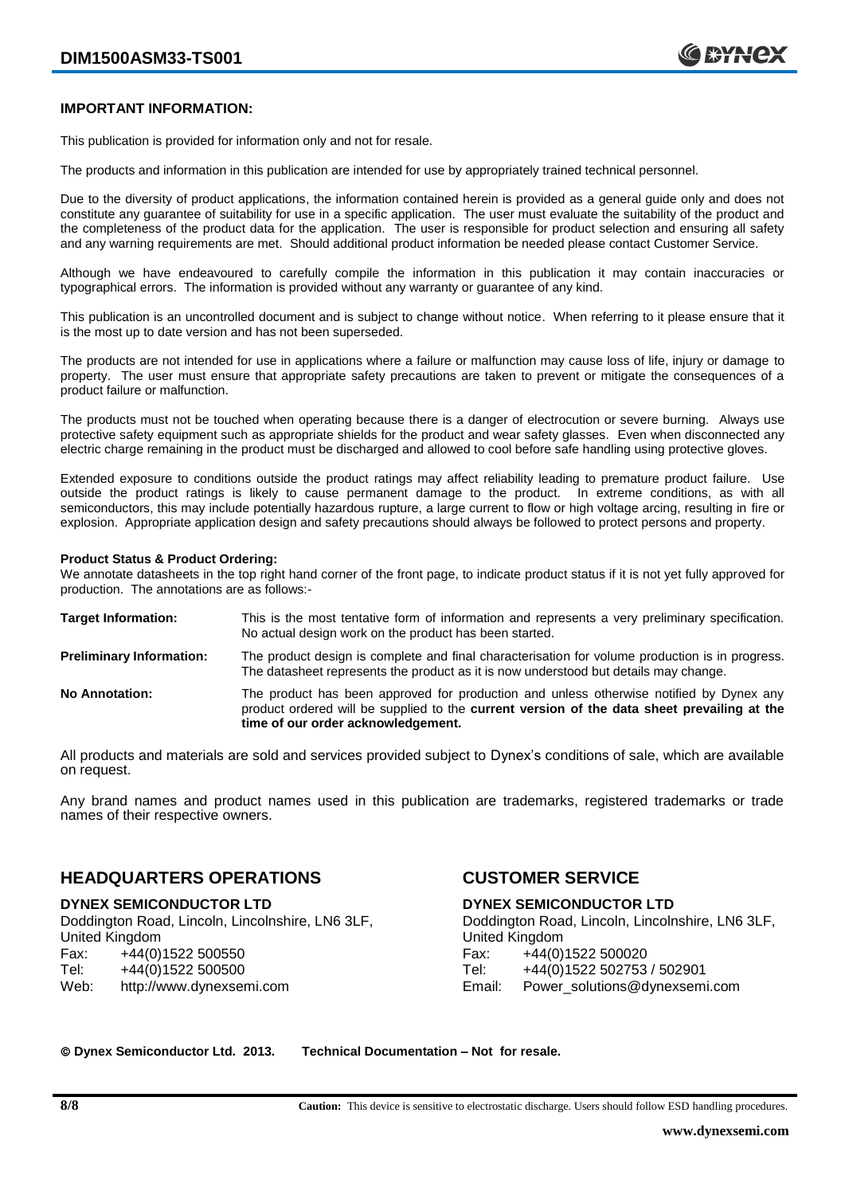**IMPORTANT INFORMATION:**

This publication is provided for information only and not for resale.

The products and information in this publication are intended for use by appropriately trained technical personnel.

Due to the diversity of product applications, the information contained herein is provided as a general guide only and does not constitute any guarantee of suitability for use in a specific application. The user must evaluate the suitability of the product and the completeness of the product data for the application. The user is responsible for product selection and ensuring all safety and any warning requirements are met. Should additional product information be needed please contact Customer Service.

Although we have endeavoured to carefully compile the information in this publication it may contain inaccuracies or typographical errors. The information is provided without any warranty or guarantee of any kind.

This publication is an uncontrolled document and is subject to change without notice. When referring to it please ensure that it is the most up to date version and has not been superseded.

The products are not intended for use in applications where a failure or malfunction may cause loss of life, injury or damage to property. The user must ensure that appropriate safety precautions are taken to prevent or mitigate the consequences of a product failure or malfunction.

The products must not be touched when operating because there is a danger of electrocution or severe burning. Always use protective safety equipment such as appropriate shields for the product and wear safety glasses. Even when disconnected any electric charge remaining in the product must be discharged and allowed to cool before safe handling using protective gloves.

Extended exposure to conditions outside the product ratings may affect reliability leading to premature product failure. Use outside the product ratings is likely to cause permanent damage to the product. In extreme conditions, as with all semiconductors, this may include potentially hazardous rupture, a large current to flow or high voltage arcing, resulting in fire or explosion. Appropriate application design and safety precautions should always be followed to protect persons and property.

**Product Status & Product Ordering:**
We annotate datasheets in the top right hand corner of the front page, to indicate product status if it is not yet fully approved for production. The annotations are as follows:-

| | |
|---|---|
| **Target Information:** | This is the most tentative form of information and represents a very preliminary specification. No actual design work on the product has been started. |
| **Preliminary Information:** | The product design is complete and final characterisation for volume production is in progress. The datasheet represents the product as it is now understood but details may change. |
| **No Annotation:** | The product has been approved for production and unless otherwise notified by Dynex any product ordered will be supplied to the **current version of the data sheet prevailing at the time of our order acknowledgement.** |

All products and materials are sold and services provided subject to Dynex's conditions of sale, which are available on request.

Any brand names and product names used in this publication are trademarks, registered trademarks or trade names of their respective owners.

## HEADQUARTERS OPERATIONS

**DYNEX SEMICONDUCTOR LTD**
Doddington Road, Lincoln, Lincolnshire, LN6 3LF,
United Kingdom
Fax: +44(0)1522 500550
Tel: +44(0)1522 500500
Web: http://www.dynexsemi.com

## CUSTOMER SERVICE

**DYNEX SEMICONDUCTOR LTD**
Doddington Road, Lincoln, Lincolnshire, LN6 3LF,
United Kingdom
Fax: +44(0)1522 500020
Tel: +44(0)1522 502753 / 502901
Email: Power_solutions@dynexsemi.com

**© Dynex Semiconductor Ltd. 2013. Technical Documentation – Not for resale.**

**Caution:** This device is sensitive to electrostatic discharge. Users should follow ESD handling procedures.